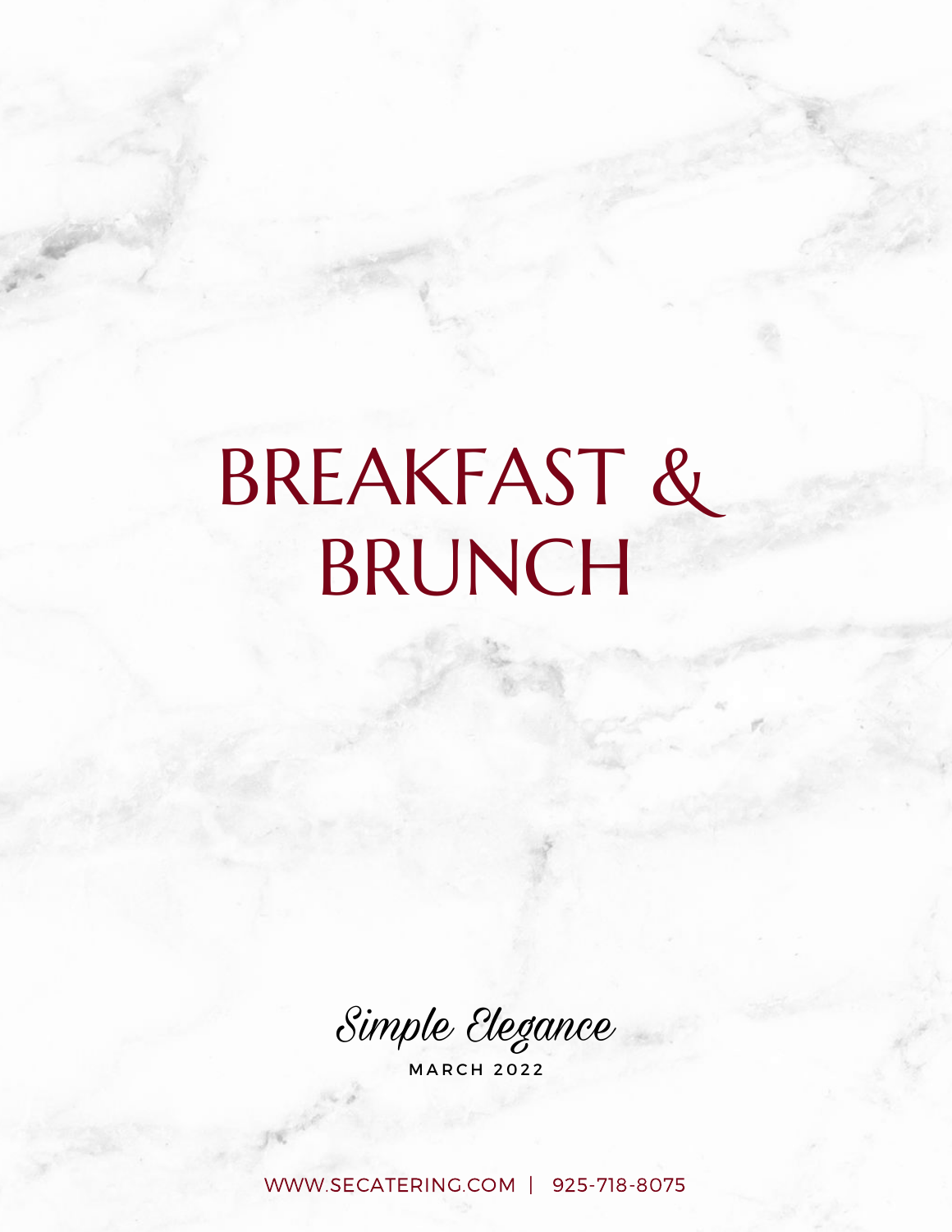# BREAKFAST & BRUNCH

*Simple Elegance*

MARCH 2022

WWW.SECATERING.COM | 925-718-8075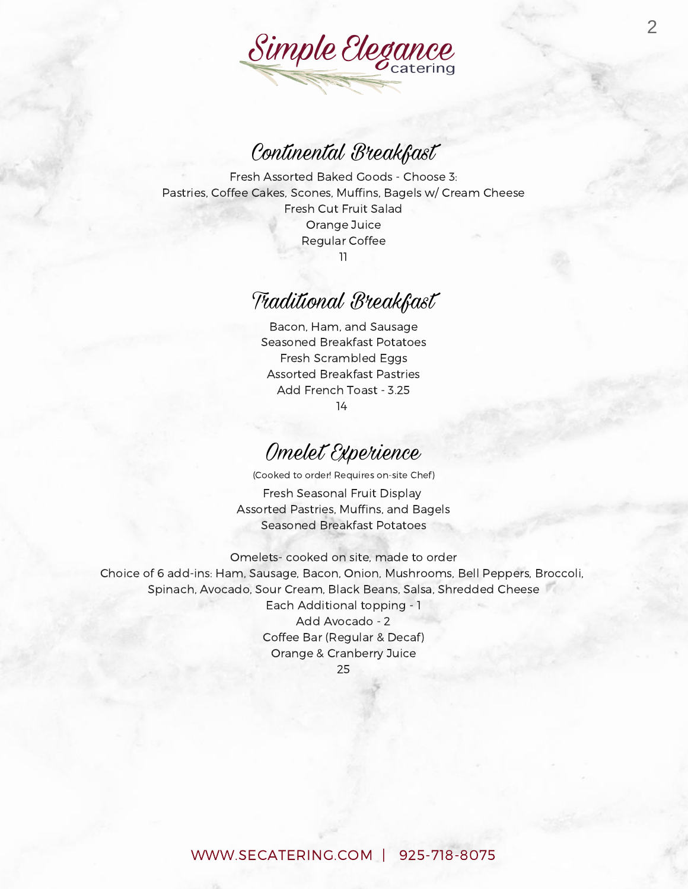# Simple Elegance catering

## Continental Breakfast

Fresh Assorted Baked Goods - Choose 3:
Pastries, Coffee Cakes, Scones, Muffins, Bagels w/ Cream Cheese
Fresh Cut Fruit Salad
Orange Juice
Regular Coffee
11

## Traditional Breakfast

Bacon, Ham, and Sausage
Seasoned Breakfast Potatoes
Fresh Scrambled Eggs
Assorted Breakfast Pastries
Add French Toast - 3.25
14

## Omelet Experience

(Cooked to order! Requires on-site Chef)

Fresh Seasonal Fruit Display
Assorted Pastries, Muffins, and Bagels
Seasoned Breakfast Potatoes

Omelets- cooked on site, made to order
Choice of 6 add-ins: Ham, Sausage, Bacon, Onion, Mushrooms, Bell Peppers, Broccoli, Spinach, Avocado, Sour Cream, Black Beans, Salsa, Shredded Cheese
Each Additional topping - 1
Add Avocado - 2
Coffee Bar (Regular & Decaf)
Orange & Cranberry Juice
25

WWW.SECATERING.COM | 925-718-8075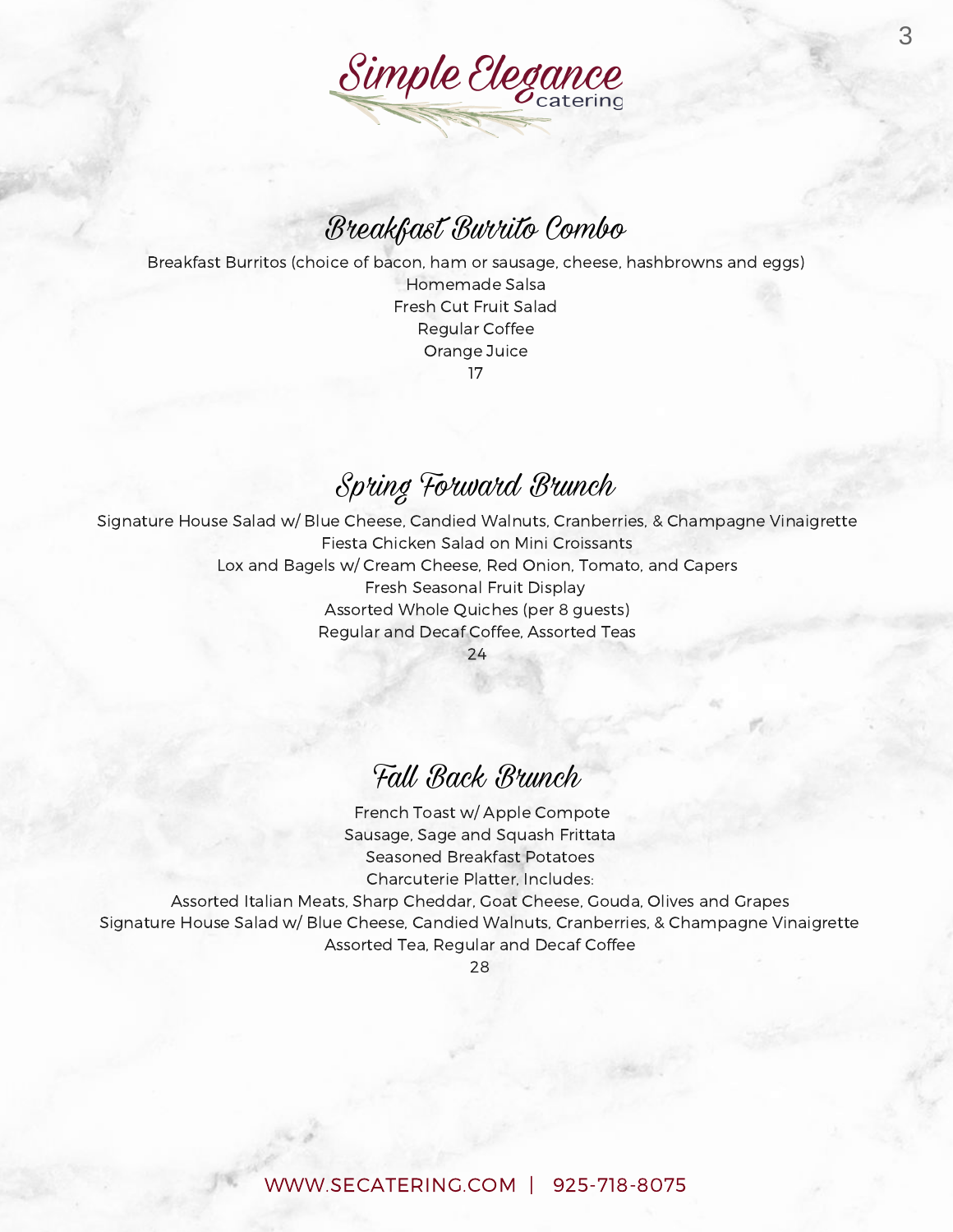# Simple Elegance catering

## Breakfast Burrito Combo

Breakfast Burritos (choice of bacon, ham or sausage, cheese, hashbrowns and eggs)
Homemade Salsa
Fresh Cut Fruit Salad
Regular Coffee
Orange Juice
17

## Spring Forward Brunch

Signature House Salad w/ Blue Cheese, Candied Walnuts, Cranberries, & Champagne Vinaigrette
Fiesta Chicken Salad on Mini Croissants
Lox and Bagels w/ Cream Cheese, Red Onion, Tomato, and Capers
Fresh Seasonal Fruit Display
Assorted Whole Quiches (per 8 guests)
Regular and Decaf Coffee, Assorted Teas
24

## Fall Back Brunch

French Toast w/ Apple Compote
Sausage, Sage and Squash Frittata
Seasoned Breakfast Potatoes
Charcuterie Platter, Includes:
Assorted Italian Meats, Sharp Cheddar, Goat Cheese, Gouda, Olives and Grapes
Signature House Salad w/ Blue Cheese, Candied Walnuts, Cranberries, & Champagne Vinaigrette
Assorted Tea, Regular and Decaf Coffee
28

WWW.SECATERING.COM | 925-718-8075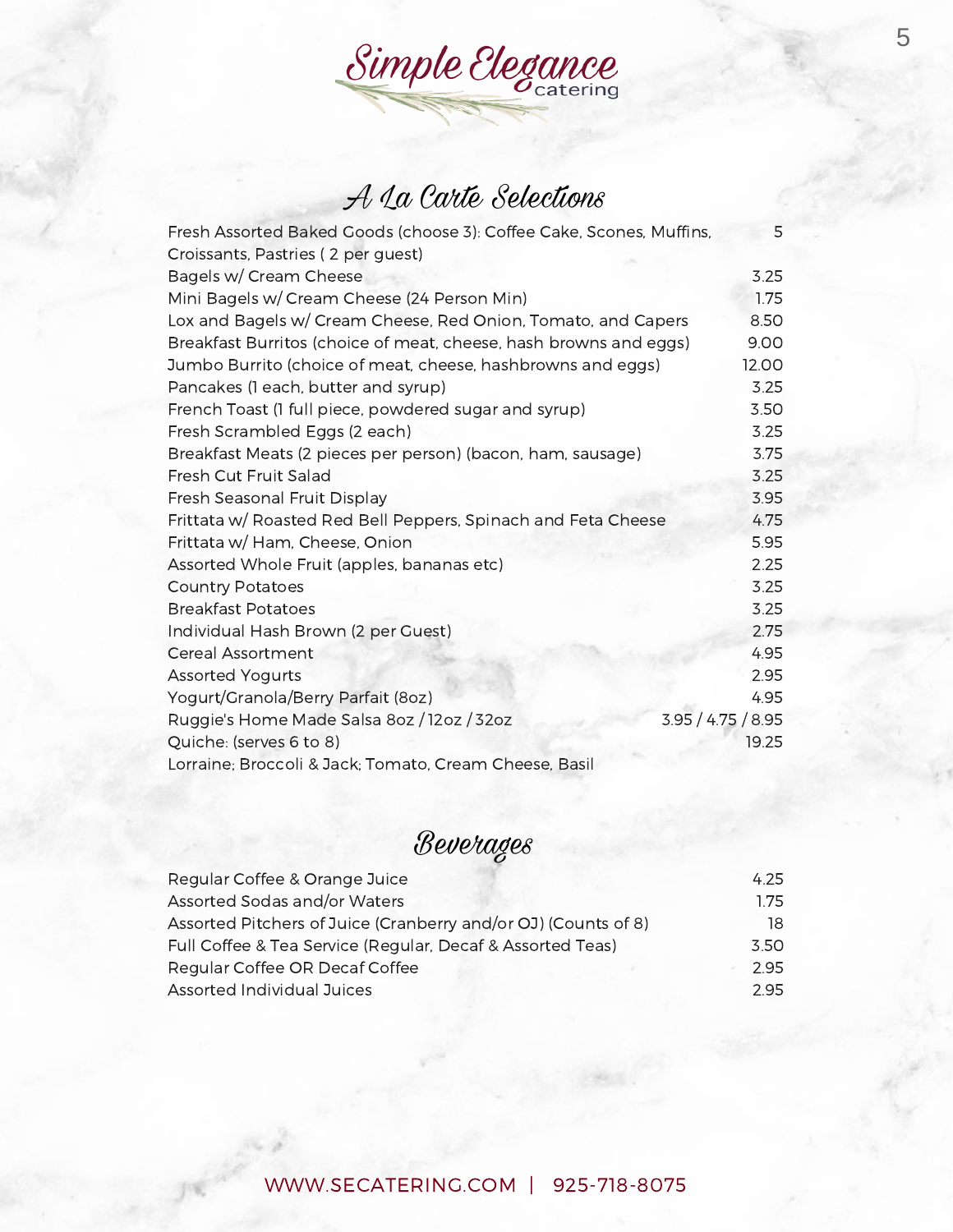Simple Elegance catering

# A La Carte Selections

| | |
|---|---|
| Fresh Assorted Baked Goods (choose 3): Coffee Cake, Scones, Muffins, Croissants, Pastries ( 2 per guest) | 5 |
| Bagels w/ Cream Cheese | 3.25 |
| Mini Bagels w/ Cream Cheese (24 Person Min) | 1.75 |
| Lox and Bagels w/ Cream Cheese, Red Onion, Tomato, and Capers | 8.50 |
| Breakfast Burritos (choice of meat, cheese, hash browns and eggs) | 9.00 |
| Jumbo Burrito (choice of meat, cheese, hashbrowns and eggs) | 12.00 |
| Pancakes (1 each, butter and syrup) | 3.25 |
| French Toast (1 full piece, powdered sugar and syrup) | 3.50 |
| Fresh Scrambled Eggs (2 each) | 3.25 |
| Breakfast Meats (2 pieces per person) (bacon, ham, sausage) | 3.75 |
| Fresh Cut Fruit Salad | 3.25 |
| Fresh Seasonal Fruit Display | 3.95 |
| Frittata w/ Roasted Red Bell Peppers, Spinach and Feta Cheese | 4.75 |
| Frittata w/ Ham, Cheese, Onion | 5.95 |
| Assorted Whole Fruit (apples, bananas etc) | 2.25 |
| Country Potatoes | 3.25 |
| Breakfast Potatoes | 3.25 |
| Individual Hash Brown (2 per Guest) | 2.75 |
| Cereal Assortment | 4.95 |
| Assorted Yogurts | 2.95 |
| Yogurt/Granola/Berry Parfait (8oz) | 4.95 |
| Ruggie's Home Made Salsa 8oz / 12oz / 32oz | 3.95 / 4.75 / 8.95 |
| Quiche: (serves 6 to 8) Lorraine; Broccoli & Jack; Tomato, Cream Cheese, Basil | 19.25 |

# Beverages

| | |
|---|---|
| Regular Coffee & Orange Juice | 4.25 |
| Assorted Sodas and/or Waters | 1.75 |
| Assorted Pitchers of Juice (Cranberry and/or OJ) (Counts of 8) | 18 |
| Full Coffee & Tea Service (Regular, Decaf & Assorted Teas) | 3.50 |
| Regular Coffee OR Decaf Coffee | 2.95 |
| Assorted Individual Juices | 2.95 |

WWW.SECATERING.COM | 925-718-8075